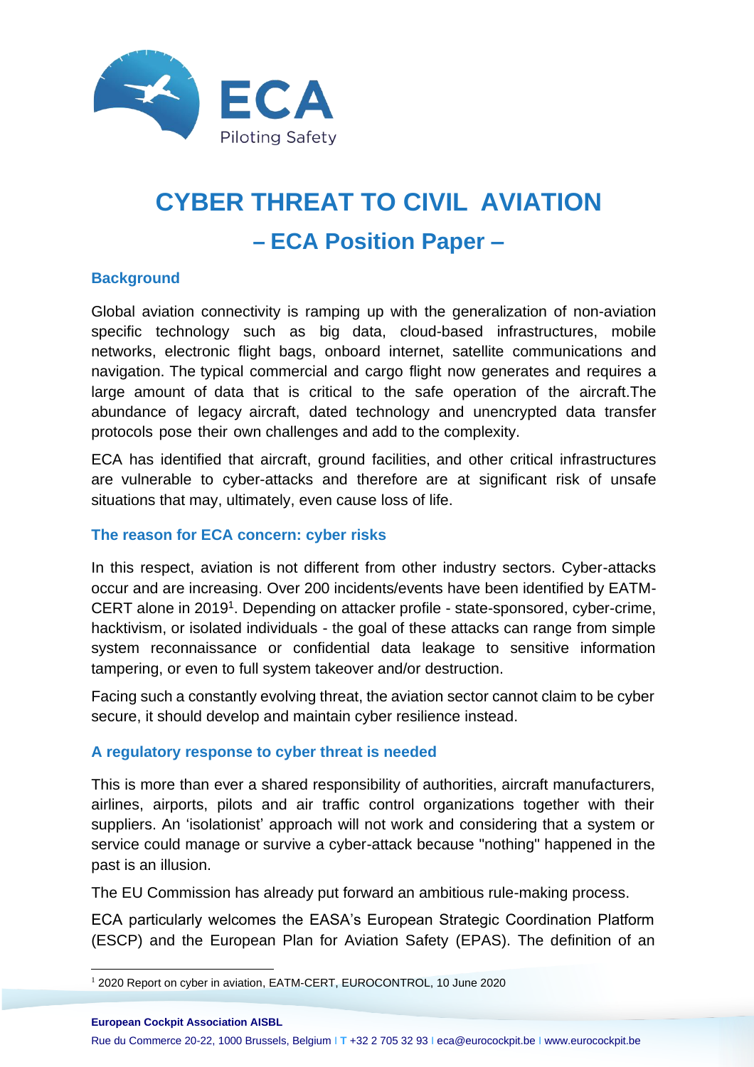# CYBER THREAT TO CIVIL AVIATION

## – ECA Position Paper –

### Background

Global aviation connectivity is ramping up with the generalization of non-aviation specific technology such as big data, cloud-based infrastructures, mobile networks, electronic flight bags, onboard internet, satellite communications and navigation. The typical commercial and cargo flight now generates and requires a large amount of data that is critical to the safe operation of the aircraft.The abundance of legacy aircraft, dated technology and unencrypted data transfer protocols pose their own challenges and add to the complexity.

ECA has identified that aircraft, ground facilities, and other critical infrastructures are vulnerable to cyber-attacks and therefore are at significant risk of unsafe situations that may, ultimately, even cause loss of life.

### The reason for ECA concern: cyber risks

In this respect, aviation is not different from other industry sectors. Cyber-attacks occur and are increasing. Over 200 incidents/events have been identified by EATM-CERT alone in 2019[1]. Depending on attacker profile - state-sponsored, cyber-crime, hacktivism, or isolated individuals - the goal of these attacks can range from simple system reconnaissance or confidential data leakage to sensitive information tampering, or even to full system takeover and/or destruction.

Facing such a constantly evolving threat, the aviation sector cannot claim to be cyber secure, it should develop and maintain cyber resilience instead.

### A regulatory response to cyber threat is needed

This is more than ever a shared responsibility of authorities, aircraft manufacturers, airlines, airports, pilots and air traffic control organizations together with their suppliers. An 'isolationist' approach will not work and considering that a system or service could manage or survive a cyber-attack because "nothing" happened in the past is an illusion.

The EU Commission has already put forward an ambitious rule-making process.

ECA particularly welcomes the EASA's European Strategic Coordination Platform (ESCP) and the European Plan for Aviation Safety (EPAS). The definition of an

[1] 2020 Report on cyber in aviation, EATM-CERT, EUROCONTROL, 10 June 2020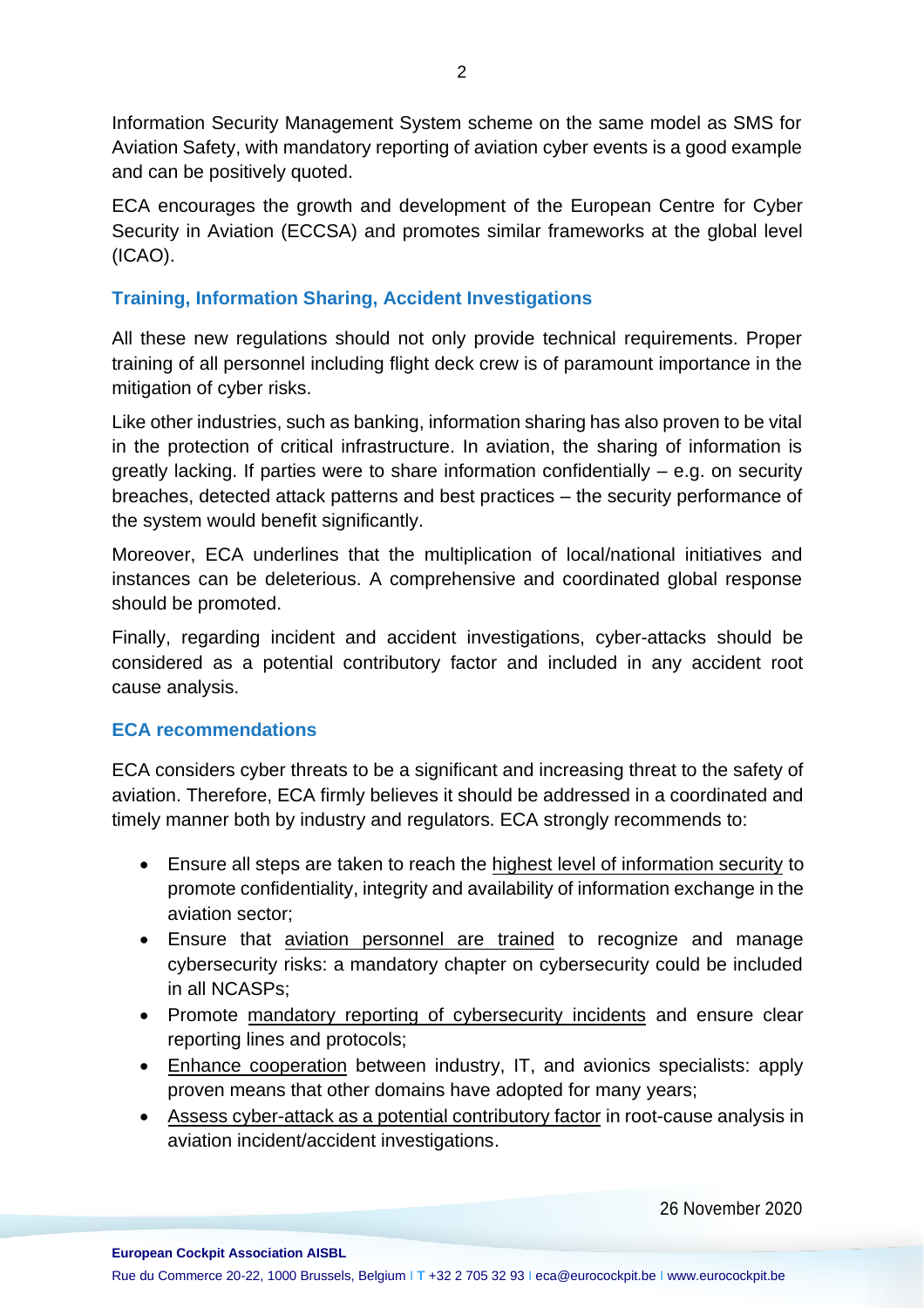Information Security Management System scheme on the same model as SMS for Aviation Safety, with mandatory reporting of aviation cyber events is a good example and can be positively quoted.

ECA encourages the growth and development of the European Centre for Cyber Security in Aviation (ECCSA) and promotes similar frameworks at the global level (ICAO).

## Training, Information Sharing, Accident Investigations

All these new regulations should not only provide technical requirements. Proper training of all personnel including flight deck crew is of paramount importance in the mitigation of cyber risks.

Like other industries, such as banking, information sharing has also proven to be vital in the protection of critical infrastructure. In aviation, the sharing of information is greatly lacking. If parties were to share information confidentially – e.g. on security breaches, detected attack patterns and best practices – the security performance of the system would benefit significantly.

Moreover, ECA underlines that the multiplication of local/national initiatives and instances can be deleterious. A comprehensive and coordinated global response should be promoted.

Finally, regarding incident and accident investigations, cyber-attacks should be considered as a potential contributory factor and included in any accident root cause analysis.

## ECA recommendations

ECA considers cyber threats to be a significant and increasing threat to the safety of aviation. Therefore, ECA firmly believes it should be addressed in a coordinated and timely manner both by industry and regulators. ECA strongly recommends to:

- Ensure all steps are taken to reach the highest level of information security to promote confidentiality, integrity and availability of information exchange in the aviation sector;
- Ensure that aviation personnel are trained to recognize and manage cybersecurity risks: a mandatory chapter on cybersecurity could be included in all NCASPs;
- Promote mandatory reporting of cybersecurity incidents and ensure clear reporting lines and protocols;
- Enhance cooperation between industry, IT, and avionics specialists: apply proven means that other domains have adopted for many years;
- Assess cyber-attack as a potential contributory factor in root-cause analysis in aviation incident/accident investigations.

26 November 2020